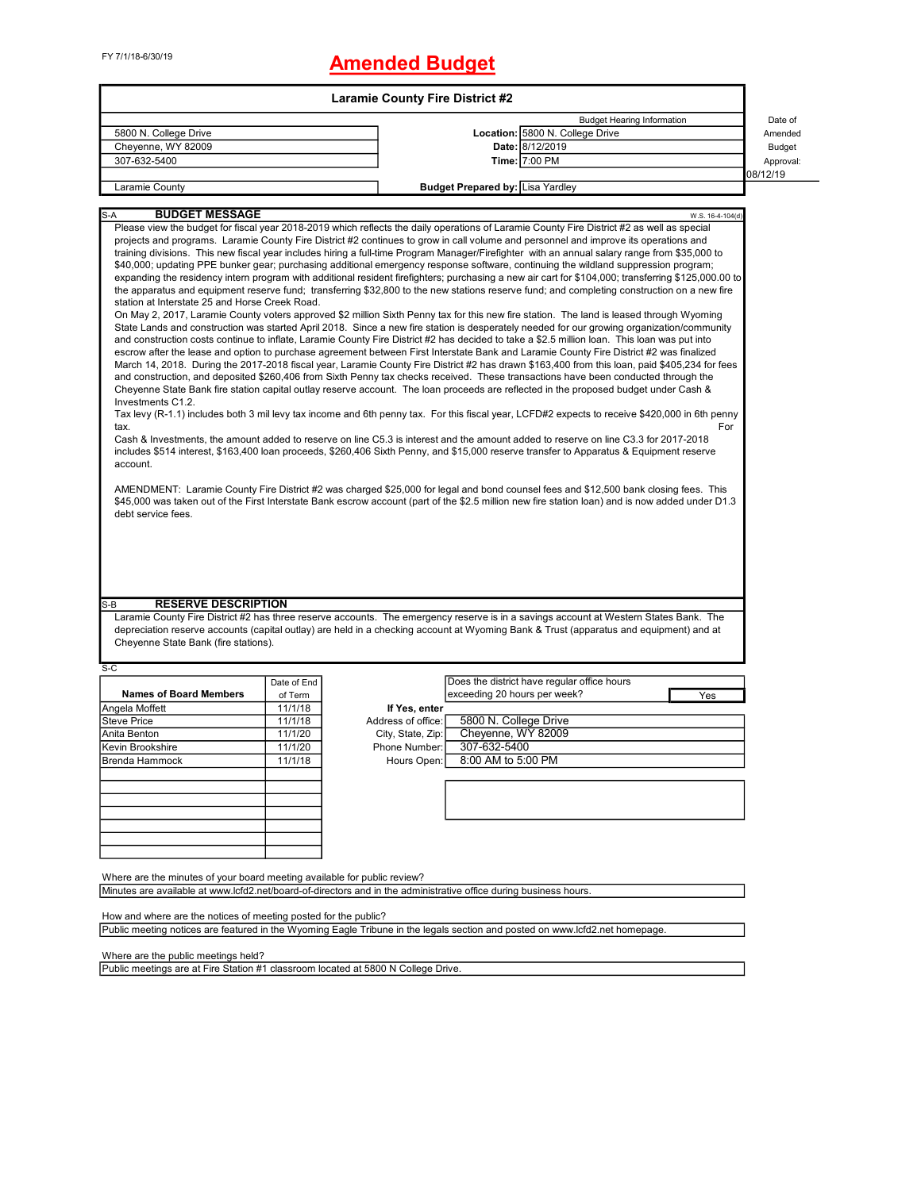FY 7/1/18-6/30/19

# Amended Budget

## Laramie County Fire District #2

| | | Budget Hearing Information | Date of Amended Budget Approval: |
|---|---|---|---|
| 5800 N. College Drive | **Location:** | 5800 N. College Drive | |
| Cheyenne, WY 82009 | **Date:** | 8/12/2019 | |
| 307-632-5400 | **Time:** | 7:00 PM | 08/12/19 |
| Laramie County | **Budget Prepared by:** | Lisa Yardley | |

### S-A BUDGET MESSAGE

W.S. 16-4-104(d)

Please view the budget for fiscal year 2018-2019 which reflects the daily operations of Laramie County Fire District #2 as well as special projects and programs. Laramie County Fire District #2 continues to grow in call volume and personnel and improve its operations and training divisions. This new fiscal year includes hiring a full-time Program Manager/Firefighter with an annual salary range from $35,000 to $40,000; updating PPE bunker gear; purchasing additional emergency response software, continuing the wildland suppression program; expanding the residency intern program with additional resident firefighters; purchasing a new air cart for $104,000; transferring $125,000.00 to the apparatus and equipment reserve fund; transferring $32,800 to the new stations reserve fund; and completing construction on a new fire station at Interstate 25 and Horse Creek Road.

On May 2, 2017, Laramie County voters approved $2 million Sixth Penny tax for this new fire station. The land is leased through Wyoming State Lands and construction was started April 2018. Since a new fire station is desperately needed for our growing organization/community and construction costs continue to inflate, Laramie County Fire District #2 has decided to take a $2.5 million loan. This loan was put into escrow after the lease and option to purchase agreement between First Interstate Bank and Laramie County Fire District #2 was finalized March 14, 2018. During the 2017-2018 fiscal year, Laramie County Fire District #2 has drawn $163,400 from this loan, paid $405,234 for fees and construction, and deposited $260,406 from Sixth Penny tax checks received. These transactions have been conducted through the Cheyenne State Bank fire station capital outlay reserve account. The loan proceeds are reflected in the proposed budget under Cash & Investments C1.2.

Tax levy (R-1.1) includes both 3 mil levy tax income and 6th penny tax. For this fiscal year, LCFD#2 expects to receive $420,000 in 6th penny tax. For Cash & Investments, the amount added to reserve on line C5.3 is interest and the amount added to reserve on line C3.3 for 2017-2018 includes $514 interest, $163,400 loan proceeds, $260,406 Sixth Penny, and $15,000 reserve transfer to Apparatus & Equipment reserve account.

AMENDMENT: Laramie County Fire District #2 was charged $25,000 for legal and bond counsel fees and $12,500 bank closing fees. This $45,000 was taken out of the First Interstate Bank escrow account (part of the $2.5 million new fire station loan) and is now added under D1.3 debt service fees.

### S-B RESERVE DESCRIPTION

Laramie County Fire District #2 has three reserve accounts. The emergency reserve is in a savings account at Western States Bank. The depreciation reserve accounts (capital outlay) are held in a checking account at Wyoming Bank & Trust (apparatus and equipment) and at Cheyenne State Bank (fire stations).

### S-C

| Names of Board Members | Date of End of Term |
|---|---|
| Angela Moffett | 11/1/18 |
| Steve Price | 11/1/18 |
| Anita Benton | 11/1/20 |
| Kevin Brookshire | 11/1/20 |
| Brenda Hammock | 11/1/18 |

Does the district have regular office hours exceeding 20 hours per week? **Yes**

**If Yes, enter**

| | |
|---|---|
| Address of office: | 5800 N. College Drive |
| City, State, Zip: | Cheyenne, WY 82009 |
| Phone Number: | 307-632-5400 |
| Hours Open: | 8:00 AM to 5:00 PM |

Where are the minutes of your board meeting available for public review?

Minutes are available at www.lcfd2.net/board-of-directors and in the administrative office during business hours.

How and where are the notices of meeting posted for the public?

Public meeting notices are featured in the Wyoming Eagle Tribune in the legals section and posted on www.lcfd2.net homepage.

Where are the public meetings held?

Public meetings are at Fire Station #1 classroom located at 5800 N College Drive.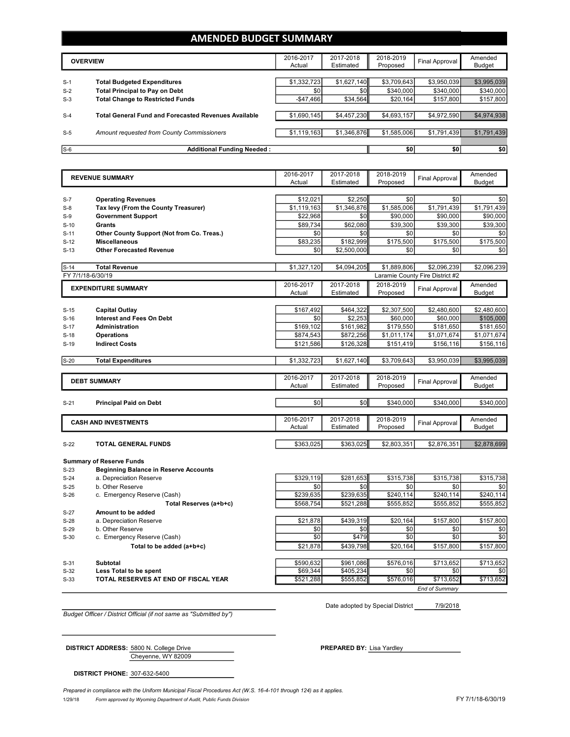# AMENDED BUDGET SUMMARY

| | OVERVIEW | 2016-2017 Actual | 2017-2018 Estimated | 2018-2019 Proposed | Final Approval | Amended Budget |
|---|---|---|---|---|---|---|
| S-1 | **Total Budgeted Expenditures** | $1,332,723 | $1,627,140 | $3,709,643 | $3,950,039 | $3,995,039 |
| S-2 | **Total Principal to Pay on Debt** | $0 | $0 | $340,000 | $340,000 | $340,000 |
| S-3 | **Total Change to Restricted Funds** | -$47,466 | $34,564 | $20,164 | $157,800 | $157,800 |
| S-4 | **Total General Fund and Forecasted Revenues Available** | $1,690,145 | $4,457,230 | $4,693,157 | $4,972,590 | $4,974,938 |
| S-5 | *Amount requested from County Commissioners* | $1,119,163 | $1,346,876 | $1,585,006 | $1,791,439 | $1,791,439 |
| S-6 | **Additional Funding Needed :** | | | $0 | $0 | $0 |

| | REVENUE SUMMARY | 2016-2017 Actual | 2017-2018 Estimated | 2018-2019 Proposed | Final Approval | Amended Budget |
|---|---|---|---|---|---|---|
| S-7 | **Operating Revenues** | $12,021 | $2,250 | $0 | $0 | $0 |
| S-8 | **Tax levy (From the County Treasurer)** | $1,119,163 | $1,346,876 | $1,585,006 | $1,791,439 | $1,791,439 |
| S-9 | **Government Support** | $22,968 | $0 | $90,000 | $90,000 | $90,000 |
| S-10 | **Grants** | $89,734 | $62,080 | $39,300 | $39,300 | $39,300 |
| S-11 | **Other County Support (Not from Co. Treas.)** | $0 | $0 | $0 | $0 | $0 |
| S-12 | **Miscellaneous** | $83,235 | $182,999 | $175,500 | $175,500 | $175,500 |
| S-13 | **Other Forecasted Revenue** | $0 | $2,500,000 | $0 | $0 | $0 |
| S-14 | **Total Revenue** | $1,327,120 | $4,094,205 | $1,889,806 | $2,096,239 | $2,096,239 |

FY 7/1/18-6/30/19 — Laramie County Fire District #2

| | EXPENDITURE SUMMARY | 2016-2017 Actual | 2017-2018 Estimated | 2018-2019 Proposed | Final Approval | Amended Budget |
|---|---|---|---|---|---|---|
| S-15 | **Capital Outlay** | $167,492 | $464,322 | $2,307,500 | $2,480,600 | $2,480,600 |
| S-16 | **Interest and Fees On Debt** | $0 | $2,253 | $60,000 | $60,000 | $105,000 |
| S-17 | **Administration** | $169,102 | $161,982 | $179,550 | $181,650 | $181,650 |
| S-18 | **Operations** | $874,543 | $872,256 | $1,011,174 | $1,071,674 | $1,071,674 |
| S-19 | **Indirect Costs** | $121,586 | $126,328 | $151,419 | $156,116 | $156,116 |
| S-20 | **Total Expenditures** | $1,332,723 | $1,627,140 | $3,709,643 | $3,950,039 | $3,995,039 |

| | DEBT SUMMARY | 2016-2017 Actual | 2017-2018 Estimated | 2018-2019 Proposed | Final Approval | Amended Budget |
|---|---|---|---|---|---|---|
| S-21 | **Principal Paid on Debt** | $0 | $0 | $340,000 | $340,000 | $340,000 |

| | CASH AND INVESTMENTS | 2016-2017 Actual | 2017-2018 Estimated | 2018-2019 Proposed | Final Approval | Amended Budget |
|---|---|---|---|---|---|---|
| S-22 | **TOTAL GENERAL FUNDS** | $363,025 | $363,025 | $2,803,351 | $2,876,351 | $2,878,699 |
| | **Summary of Reserve Funds** | | | | | |
| S-23 | **Beginning Balance in Reserve Accounts** | | | | | |
| S-24 | a. Depreciation Reserve | $329,119 | $281,653 | $315,738 | $315,738 | $315,738 |
| S-25 | b. Other Reserve | $0 | $0 | $0 | $0 | $0 |
| S-26 | c. Emergency Reserve (Cash) | $239,635 | $239,635 | $240,114 | $240,114 | $240,114 |
| | **Total Reserves (a+b+c)** | $568,754 | $521,288 | $555,852 | $555,852 | $555,852 |
| S-27 | **Amount to be added** | | | | | |
| S-28 | a. Depreciation Reserve | $21,878 | $439,319 | $20,164 | $157,800 | $157,800 |
| S-29 | b. Other Reserve | $0 | $0 | $0 | $0 | $0 |
| S-30 | c. Emergency Reserve (Cash) | $0 | $479 | $0 | $0 | $0 |
| | **Total to be added (a+b+c)** | $21,878 | $439,798 | $20,164 | $157,800 | $157,800 |
| S-31 | **Subtotal** | $590,632 | $961,086 | $576,016 | $713,652 | $713,652 |
| S-32 | **Less Total to be spent** | $69,344 | $405,234 | $0 | $0 | $0 |
| S-33 | **TOTAL RESERVES AT END OF FISCAL YEAR** | $521,288 | $555,852 | $576,016 | $713,652 | $713,652 |

*End of Summary*

*Budget Officer / District Official (if not same as "Submitted by")*

Date adopted by Special District 7/9/2018

**DISTRICT ADDRESS:** 5800 N. College Drive
Cheyenne, WY 82009

**PREPARED BY:** Lisa Yardley

**DISTRICT PHONE:** 307-632-5400

*Prepared in compliance with the Uniform Municipal Fiscal Procedures Act (W.S. 16-4-101 through 124) as it applies.*

1/29/18 *Form approved by Wyoming Department of Audit, Public Funds Division* FY 7/1/18-6/30/19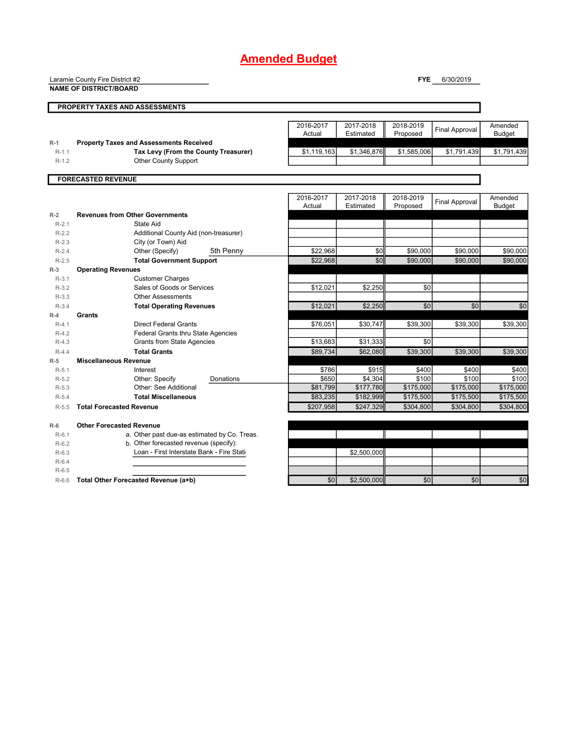# Amended Budget

Laramie County Fire District #2
**NAME OF DISTRICT/BOARD**

**FYE** 6/30/2019

## PROPERTY TAXES AND ASSESSMENTS

| | | 2016-2017 Actual | 2017-2018 Estimated | 2018-2019 Proposed | Final Approval | Amended Budget |
|---|---|---|---|---|---|---|
| R-1 | **Property Taxes and Assessments Received** | | | | | |
| R-1.1 | **Tax Levy (From the County Treasurer)** | $1,119,163 | $1,346,876 | $1,585,006 | $1,791,439 | $1,791,439 |
| R-1.2 | Other County Support | | | | | |

## FORECASTED REVENUE

| | | 2016-2017 Actual | 2017-2018 Estimated | 2018-2019 Proposed | Final Approval | Amended Budget |
|---|---|---|---|---|---|---|
| R-2 | **Revenues from Other Governments** | | | | | |
| R-2.1 | State Aid | | | | | |
| R-2.2 | Additional County Aid (non-treasurer) | | | | | |
| R-2.3 | City (or Town) Aid | | | | | |
| R-2.4 | Other (Specify) 5th Penny | $22,968 | $0 | $90,000 | $90,000 | $90,000 |
| R-2.5 | **Total Government Support** | $22,968 | $0 | $90,000 | $90,000 | $90,000 |
| R-3 | **Operating Revenues** | | | | | |
| R-3.1 | Customer Charges | | | | | |
| R-3.2 | Sales of Goods or Services | $12,021 | $2,250 | $0 | | |
| R-3.3 | Other Assessments | | | | | |
| R-3.4 | **Total Operating Revenues** | $12,021 | $2,250 | $0 | $0 | $0 |
| R-4 | **Grants** | | | | | |
| R-4.1 | Direct Federal Grants | $76,051 | $30,747 | $39,300 | $39,300 | $39,300 |
| R-4.2 | Federal Grants thru State Agencies | | | | | |
| R-4.3 | Grants from State Agencies | $13,683 | $31,333 | $0 | | |
| R-4.4 | **Total Grants** | $89,734 | $62,080 | $39,300 | $39,300 | $39,300 |
| R-5 | **Miscellaneous Revenue** | | | | | |
| R-5.1 | Interest | $786 | $915 | $400 | $400 | $400 |
| R-5.2 | Other: Specify Donations | $650 | $4,304 | $100 | $100 | $100 |
| R-5.3 | Other: See Additional | $81,799 | $177,780 | $175,000 | $175,000 | $175,000 |
| R-5.4 | **Total Miscellaneous** | $83,235 | $182,999 | $175,500 | $175,500 | $175,500 |
| R-5.5 | **Total Forecasted Revenue** | $207,958 | $247,329 | $304,800 | $304,800 | $304,800 |
| R-6 | **Other Forecasted Revenue** | | | | | |
| R-6.1 | a. Other past due-as estimated by Co. Treas. | | | | | |
| R-6.2 | b. Other forecasted revenue (specify): | | | | | |
| R-6.3 | Loan - First Interstate Bank - Fire Stati | | $2,500,000 | | | |
| R-6.4 | | | | | | |
| R-6.5 | | | | | | |
| R-6.6 | **Total Other Forecasted Revenue (a+b)** | $0 | $2,500,000 | $0 | $0 | $0 |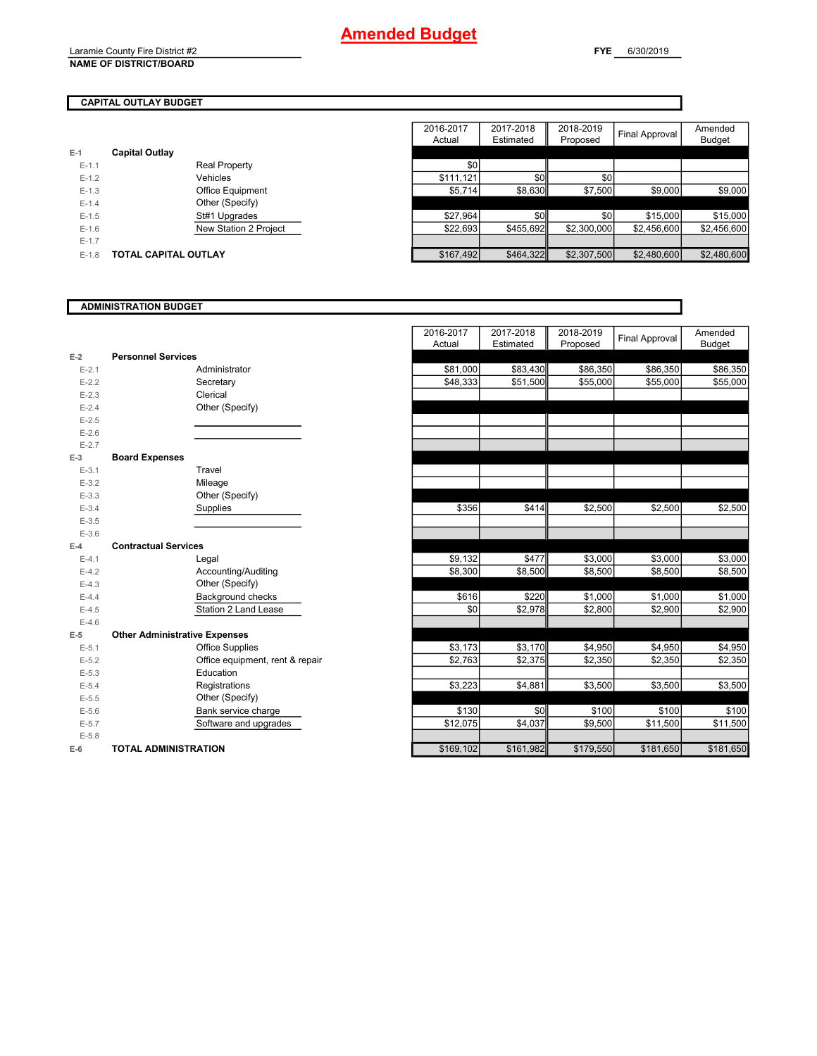# Amended Budget

Laramie County Fire District #2
**NAME OF DISTRICT/BOARD**

**FYE** 6/30/2019

## CAPITAL OUTLAY BUDGET

| | | | 2016-2017 Actual | 2017-2018 Estimated | 2018-2019 Proposed | Final Approval | Amended Budget |
|---|---|---|---|---|---|---|---|
| E-1 | **Capital Outlay** | | | | | | |
| E-1.1 | | Real Property | $0 | | | | |
| E-1.2 | | Vehicles | $111,121 | $0 | $0 | | |
| E-1.3 | | Office Equipment | $5,714 | $8,630 | $7,500 | $9,000 | $9,000 |
| E-1.4 | | Other (Specify) | | | | | |
| E-1.5 | | St#1 Upgrades | $27,964 | $0 | $0 | $15,000 | $15,000 |
| E-1.6 | | New Station 2 Project | $22,693 | $455,692 | $2,300,000 | $2,456,600 | $2,456,600 |
| E-1.7 | | | | | | | |
| E-1.8 | **TOTAL CAPITAL OUTLAY** | | $167,492 | $464,322 | $2,307,500 | $2,480,600 | $2,480,600 |

## ADMINISTRATION BUDGET

| | | | 2016-2017 Actual | 2017-2018 Estimated | 2018-2019 Proposed | Final Approval | Amended Budget |
|---|---|---|---|---|---|---|---|
| E-2 | **Personnel Services** | | | | | | |
| E-2.1 | | Administrator | $81,000 | $83,430 | $86,350 | $86,350 | $86,350 |
| E-2.2 | | Secretary | $48,333 | $51,500 | $55,000 | $55,000 | $55,000 |
| E-2.3 | | Clerical | | | | | |
| E-2.4 | | Other (Specify) | | | | | |
| E-2.5 | | | | | | | |
| E-2.6 | | | | | | | |
| E-2.7 | | | | | | | |
| E-3 | **Board Expenses** | | | | | | |
| E-3.1 | | Travel | | | | | |
| E-3.2 | | Mileage | | | | | |
| E-3.3 | | Other (Specify) | | | | | |
| E-3.4 | | Supplies | $356 | $414 | $2,500 | $2,500 | $2,500 |
| E-3.5 | | | | | | | |
| E-3.6 | | | | | | | |
| E-4 | **Contractual Services** | | | | | | |
| E-4.1 | | Legal | $9,132 | $477 | $3,000 | $3,000 | $3,000 |
| E-4.2 | | Accounting/Auditing | $8,300 | $8,500 | $8,500 | $8,500 | $8,500 |
| E-4.3 | | Other (Specify) | | | | | |
| E-4.4 | | Background checks | $616 | $220 | $1,000 | $1,000 | $1,000 |
| E-4.5 | | Station 2 Land Lease | $0 | $2,978 | $2,800 | $2,900 | $2,900 |
| E-4.6 | | | | | | | |
| E-5 | **Other Administrative Expenses** | | | | | | |
| E-5.1 | | Office Supplies | $3,173 | $3,170 | $4,950 | $4,950 | $4,950 |
| E-5.2 | | Office equipment, rent & repair | $2,763 | $2,375 | $2,350 | $2,350 | $2,350 |
| E-5.3 | | Education | | | | | |
| E-5.4 | | Registrations | $3,223 | $4,881 | $3,500 | $3,500 | $3,500 |
| E-5.5 | | Other (Specify) | | | | | |
| E-5.6 | | Bank service charge | $130 | $0 | $100 | $100 | $100 |
| E-5.7 | | Software and upgrades | $12,075 | $4,037 | $9,500 | $11,500 | $11,500 |
| E-5.8 | | | | | | | |
| E-6 | **TOTAL ADMINISTRATION** | | $169,102 | $161,982 | $179,550 | $181,650 | $181,650 |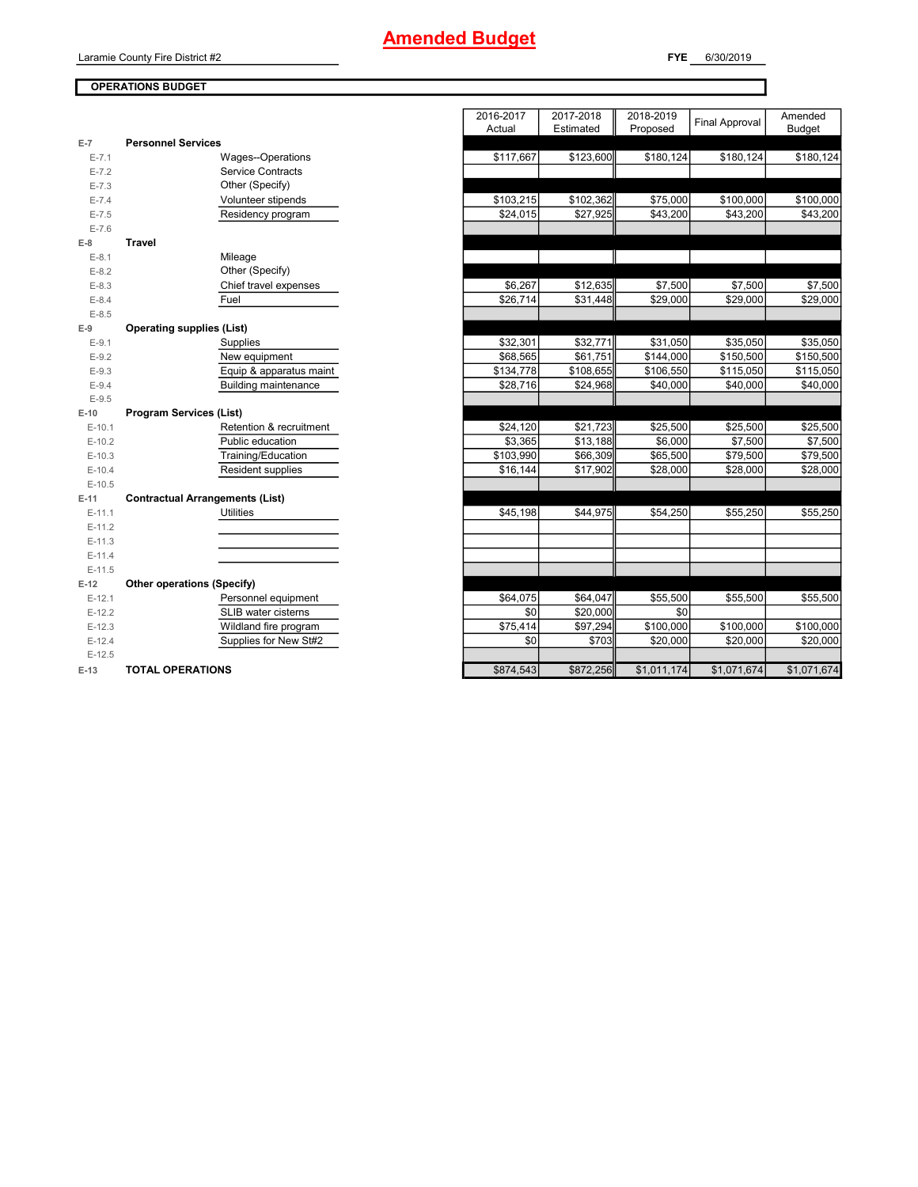# Amended Budget

Laramie County Fire District #2

**FYE** 6/30/2019

**OPERATIONS BUDGET**

| | | 2016-2017 Actual | 2017-2018 Estimated | 2018-2019 Proposed | Final Approval | Amended Budget |
|---|---|---|---|---|---|---|
| **E-7** | **Personnel Services** | | | | | |
| E-7.1 | Wages--Operations | $117,667 | $123,600 | $180,124 | $180,124 | $180,124 |
| E-7.2 | Service Contracts | | | | | |
| E-7.3 | Other (Specify) | | | | | |
| E-7.4 | Volunteer stipends | $103,215 | $102,362 | $75,000 | $100,000 | $100,000 |
| E-7.5 | Residency program | $24,015 | $27,925 | $43,200 | $43,200 | $43,200 |
| E-7.6 | | | | | | |
| **E-8** | **Travel** | | | | | |
| E-8.1 | Mileage | | | | | |
| E-8.2 | Other (Specify) | | | | | |
| E-8.3 | Chief travel expenses | $6,267 | $12,635 | $7,500 | $7,500 | $7,500 |
| E-8.4 | Fuel | $26,714 | $31,448 | $29,000 | $29,000 | $29,000 |
| E-8.5 | | | | | | |
| **E-9** | **Operating supplies (List)** | | | | | |
| E-9.1 | Supplies | $32,301 | $32,771 | $31,050 | $35,050 | $35,050 |
| E-9.2 | New equipment | $68,565 | $61,751 | $144,000 | $150,500 | $150,500 |
| E-9.3 | Equip & apparatus maint | $134,778 | $108,655 | $106,550 | $115,050 | $115,050 |
| E-9.4 | Building maintenance | $28,716 | $24,968 | $40,000 | $40,000 | $40,000 |
| E-9.5 | | | | | | |
| **E-10** | **Program Services (List)** | | | | | |
| E-10.1 | Retention & recruitment | $24,120 | $21,723 | $25,500 | $25,500 | $25,500 |
| E-10.2 | Public education | $3,365 | $13,188 | $6,000 | $7,500 | $7,500 |
| E-10.3 | Training/Education | $103,990 | $66,309 | $65,500 | $79,500 | $79,500 |
| E-10.4 | Resident supplies | $16,144 | $17,902 | $28,000 | $28,000 | $28,000 |
| E-10.5 | | | | | | |
| **E-11** | **Contractual Arrangements (List)** | | | | | |
| E-11.1 | Utilities | $45,198 | $44,975 | $54,250 | $55,250 | $55,250 |
| E-11.2 | | | | | | |
| E-11.3 | | | | | | |
| E-11.4 | | | | | | |
| E-11.5 | | | | | | |
| **E-12** | **Other operations (Specify)** | | | | | |
| E-12.1 | Personnel equipment | $64,075 | $64,047 | $55,500 | $55,500 | $55,500 |
| E-12.2 | SLIB water cisterns | $0 | $20,000 | $0 | | |
| E-12.3 | Wildland fire program | $75,414 | $97,294 | $100,000 | $100,000 | $100,000 |
| E-12.4 | Supplies for New St#2 | $0 | $703 | $20,000 | $20,000 | $20,000 |
| E-12.5 | | | | | | |
| **E-13** | **TOTAL OPERATIONS** | $874,543 | $872,256 | $1,011,174 | $1,071,674 | $1,071,674 |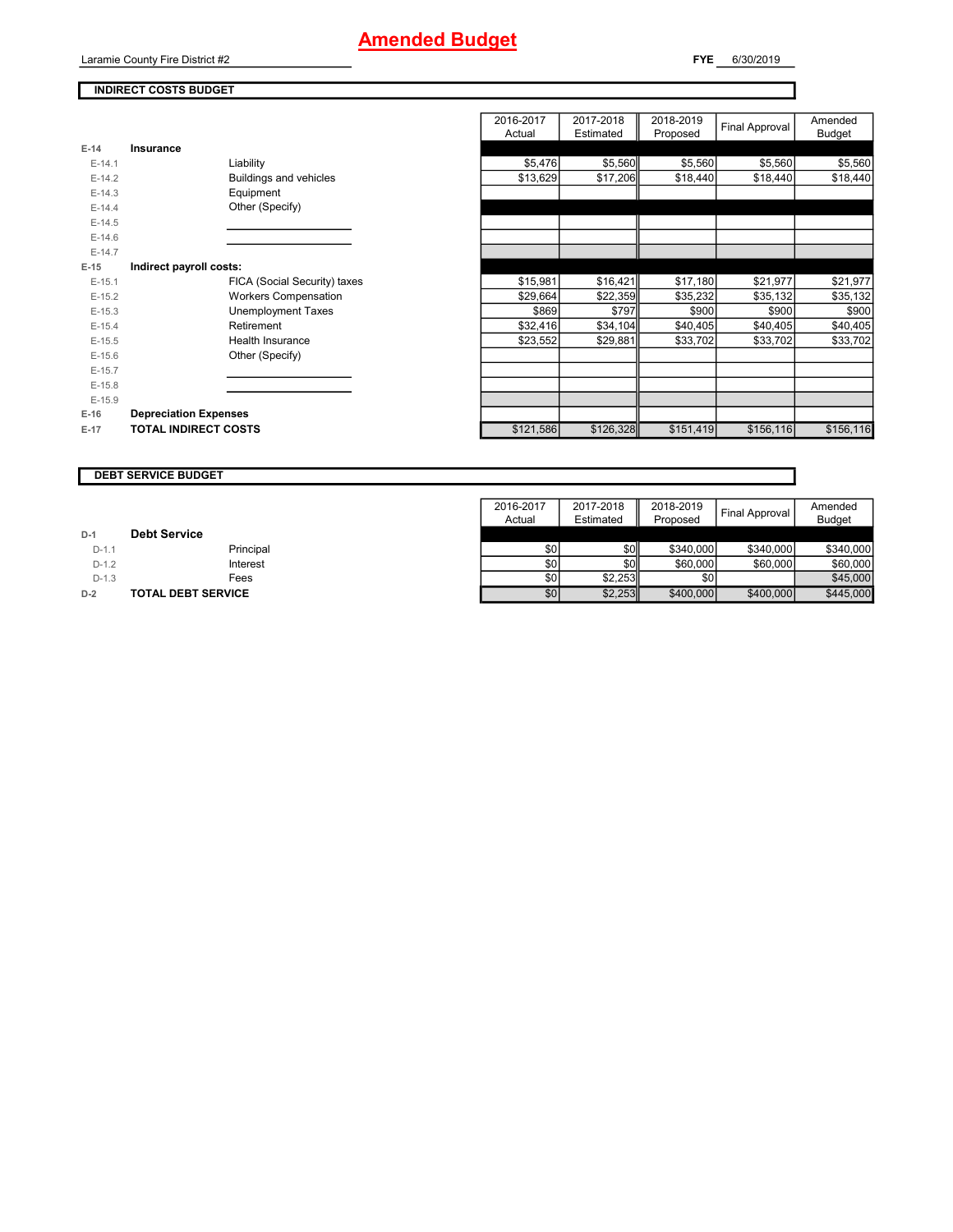# Amended Budget

Laramie County Fire District #2

**FYE** 6/30/2019

## INDIRECT COSTS BUDGET

| | | | 2016-2017 Actual | 2017-2018 Estimated | 2018-2019 Proposed | Final Approval | Amended Budget |
|---|---|---|---|---|---|---|---|
| E-14 | **Insurance** | | | | | | |
| E-14.1 | | Liability | $5,476 | $5,560 | $5,560 | $5,560 | $5,560 |
| E-14.2 | | Buildings and vehicles | $13,629 | $17,206 | $18,440 | $18,440 | $18,440 |
| E-14.3 | | Equipment | | | | | |
| E-14.4 | | Other (Specify) | | | | | |
| E-14.5 | | | | | | | |
| E-14.6 | | | | | | | |
| E-14.7 | | | | | | | |
| E-15 | **Indirect payroll costs:** | | | | | | |
| E-15.1 | | FICA (Social Security) taxes | $15,981 | $16,421 | $17,180 | $21,977 | $21,977 |
| E-15.2 | | Workers Compensation | $29,664 | $22,359 | $35,232 | $35,132 | $35,132 |
| E-15.3 | | Unemployment Taxes | $869 | $797 | $900 | $900 | $900 |
| E-15.4 | | Retirement | $32,416 | $34,104 | $40,405 | $40,405 | $40,405 |
| E-15.5 | | Health Insurance | $23,552 | $29,881 | $33,702 | $33,702 | $33,702 |
| E-15.6 | | Other (Specify) | | | | | |
| E-15.7 | | | | | | | |
| E-15.8 | | | | | | | |
| E-15.9 | | | | | | | |
| E-16 | **Depreciation Expenses** | | | | | | |
| E-17 | **TOTAL INDIRECT COSTS** | | $121,586 | $126,328 | $151,419 | $156,116 | $156,116 |

## DEBT SERVICE BUDGET

| | | | 2016-2017 Actual | 2017-2018 Estimated | 2018-2019 Proposed | Final Approval | Amended Budget |
|---|---|---|---|---|---|---|---|
| D-1 | **Debt Service** | | | | | | |
| D-1.1 | | Principal | $0 | $0 | $340,000 | $340,000 | $340,000 |
| D-1.2 | | Interest | $0 | $0 | $60,000 | $60,000 | $60,000 |
| D-1.3 | | Fees | $0 | $2,253 | $0 | | $45,000 |
| D-2 | **TOTAL DEBT SERVICE** | | $0 | $2,253 | $400,000 | $400,000 | $445,000 |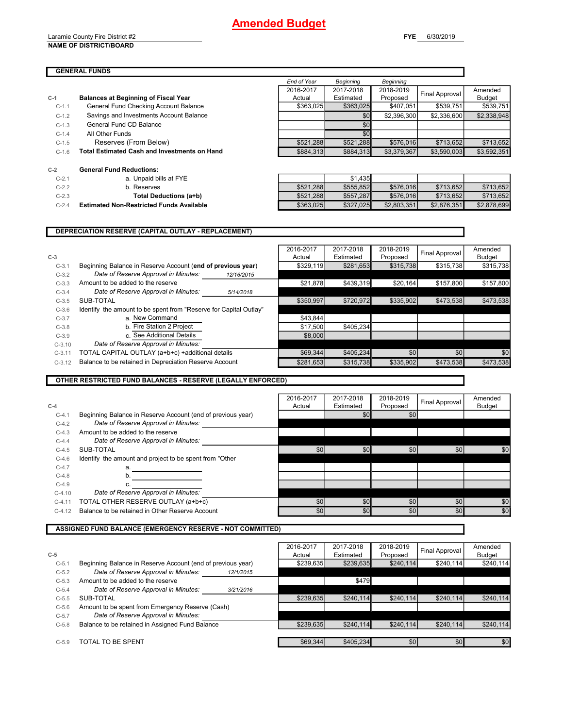# Amended Budget

Laramie County Fire District #2
**NAME OF DISTRICT/BOARD**

**FYE** 6/30/2019

## GENERAL FUNDS

| | | End of Year 2016-2017 Actual | Beginning 2017-2018 Estimated | Beginning 2018-2019 Proposed | Final Approval | Amended Budget |
|---|---|---|---|---|---|---|
| C-1 | **Balances at Beginning of Fiscal Year** | | | | | |
| C-1.1 | General Fund Checking Account Balance | $363,025 | $363,025 | $407,051 | $539,751 | $539,751 |
| C-1.2 | Savings and Investments Account Balance | | $0 | $2,396,300 | $2,336,600 | $2,338,948 |
| C-1.3 | General Fund CD Balance | | $0 | | | |
| C-1.4 | All Other Funds | | $0 | | | |
| C-1.5 | Reserves (From Below) | $521,288 | $521,288 | $576,016 | $713,652 | $713,652 |
| C-1.6 | **Total Estimated Cash and Investments on Hand** | $884,313 | $884,313 | $3,379,367 | $3,590,003 | $3,592,351 |
| C-2 | **General Fund Reductions:** | | | | | |
| C-2.1 | a. Unpaid bills at FYE | | $1,435 | | | |
| C-2.2 | b. Reserves | $521,288 | $555,852 | $576,016 | $713,652 | $713,652 |
| C-2.3 | **Total Deductions (a+b)** | $521,288 | $557,287 | $576,016 | $713,652 | $713,652 |
| C-2.4 | **Estimated Non-Restricted Funds Available** | $363,025 | $327,025 | $2,803,351 | $2,876,351 | $2,878,699 |

## DEPRECIATION RESERVE (CAPITAL OUTLAY - REPLACEMENT)

| C-3 | | 2016-2017 Actual | 2017-2018 Estimated | 2018-2019 Proposed | Final Approval | Amended Budget |
|---|---|---|---|---|---|---|
| C-3.1 | Beginning Balance in Reserve Account (**end of previous year**) | $329,119 | $281,653 | $315,738 | $315,738 | $315,738 |
| C-3.2 | *Date of Reserve Approval in Minutes:* 12/16/2015 | | | | | |
| C-3.3 | Amount to be added to the reserve | $21,878 | $439,319 | $20,164 | $157,800 | $157,800 |
| C-3.4 | *Date of Reserve Approval in Minutes:* 5/14/2018 | | | | | |
| C-3.5 | SUB-TOTAL | $350,997 | $720,972 | $335,902 | $473,538 | $473,538 |
| C-3.6 | Identify the amount to be spent from "Reserve for Capital Outlay" | | | | | |
| C-3.7 | a. New Command | $43,844 | | | | |
| C-3.8 | b. Fire Station 2 Project | $17,500 | $405,234 | | | |
| C-3.9 | c. See Additional Details | $8,000 | | | | |
| C-3.10 | *Date of Reserve Approval in Minutes:* | | | | | |
| C-3.11 | TOTAL CAPITAL OUTLAY (a+b+c) +additional details | $69,344 | $405,234 | $0 | $0 | $0 |
| C-3.12 | Balance to be retained in Depreciation Reserve Account | $281,653 | $315,738 | $335,902 | $473,538 | $473,538 |

## OTHER RESTRICTED FUND BALANCES - RESERVE (LEGALLY ENFORCED)

| C-4 | | 2016-2017 Actual | 2017-2018 Estimated | 2018-2019 Proposed | Final Approval | Amended Budget |
|---|---|---|---|---|---|---|
| C-4.1 | Beginning Balance in Reserve Account (end of previous year) | | $0 | $0 | | |
| C-4.2 | *Date of Reserve Approval in Minutes:* | | | | | |
| C-4.3 | Amount to be added to the reserve | | | | | |
| C-4.4 | *Date of Reserve Approval in Minutes:* | | | | | |
| C-4.5 | SUB-TOTAL | $0 | $0 | $0 | $0 | $0 |
| C-4.6 | Identify the amount and project to be spent from "Other | | | | | |
| C-4.7 | a. | | | | | |
| C-4.8 | b. | | | | | |
| C-4.9 | c. | | | | | |
| C-4.10 | *Date of Reserve Approval in Minutes:* | | | | | |
| C-4.11 | TOTAL OTHER RESERVE OUTLAY (a+b+c) | $0 | $0 | $0 | $0 | $0 |
| C-4.12 | Balance to be retained in Other Reserve Account | $0 | $0 | $0 | $0 | $0 |

## ASSIGNED FUND BALANCE (EMERGENCY RESERVE - NOT COMMITTED)

| C-5 | | 2016-2017 Actual | 2017-2018 Estimated | 2018-2019 Proposed | Final Approval | Amended Budget |
|---|---|---|---|---|---|---|
| C-5.1 | Beginning Balance in Reserve Account (end of previous year) | $239,635 | $239,635 | $240,114 | $240,114 | $240,114 |
| C-5.2 | *Date of Reserve Approval in Minutes:* 12/1/2015 | | | | | |
| C-5.3 | Amount to be added to the reserve | | $479 | | | |
| C-5.4 | *Date of Reserve Approval in Minutes:* 3/21/2016 | | | | | |
| C-5.5 | SUB-TOTAL | $239,635 | $240,114 | $240,114 | $240,114 | $240,114 |
| C-5.6 | Amount to be spent from Emergency Reserve (Cash) | | | | | |
| C-5.7 | *Date of Reserve Approval in Minutes:* | | | | | |
| C-5.8 | Balance to be retained in Assigned Fund Balance | $239,635 | $240,114 | $240,114 | $240,114 | $240,114 |
| C-5.9 | TOTAL TO BE SPENT | $69,344 | $405,234 | $0 | $0 | $0 |